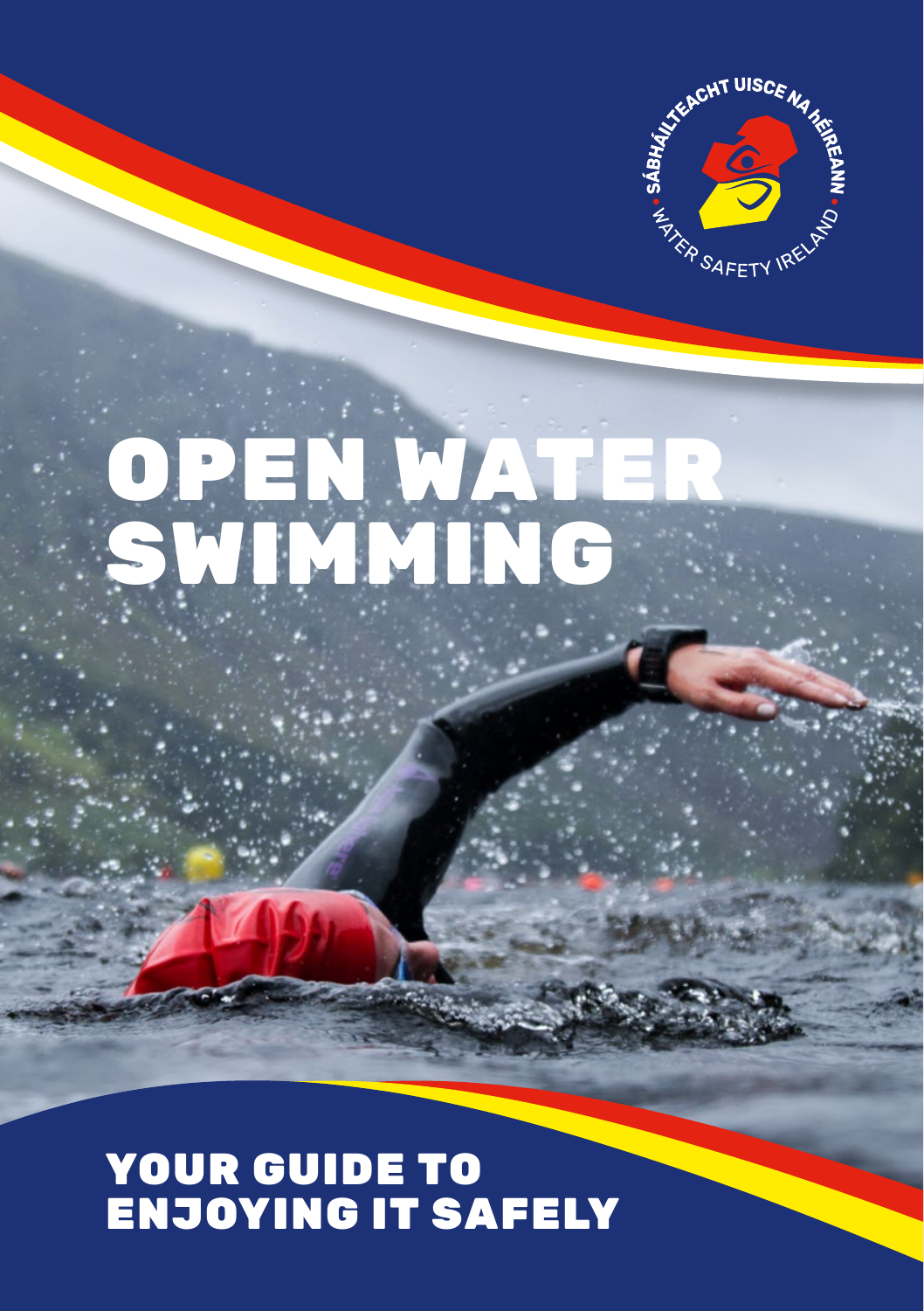SÁBHÁILTEACHT UISCE NA hÉIREANN • WATER SAFETY IRELAND

# OPEN WATER SWIMMING

## YOUR GUIDE TO ENJOYING IT SAFELY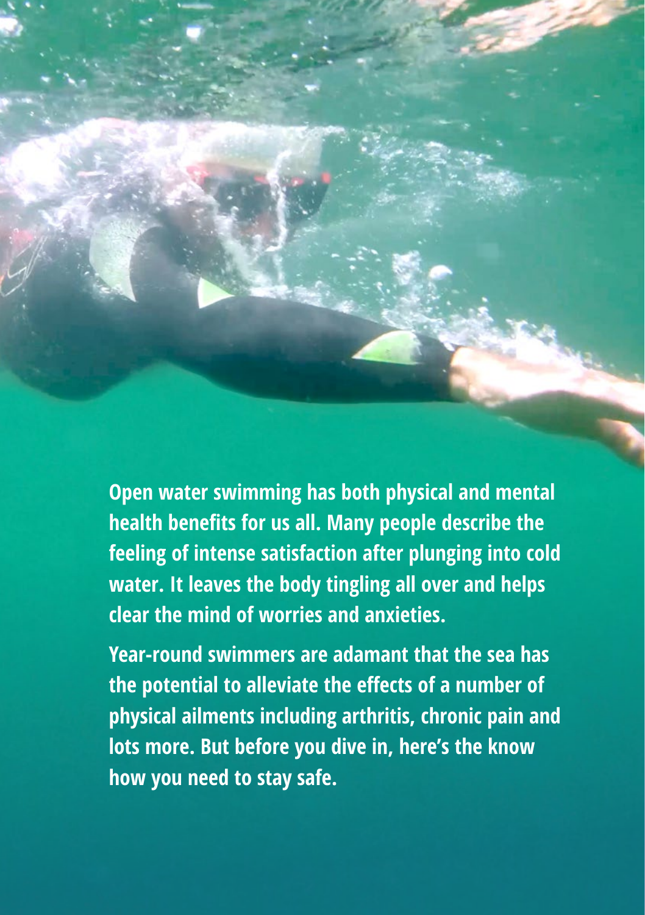**Open water swimming has both physical and mental health benefits for us all. Many people describe the feeling of intense satisfaction after plunging into cold water. It leaves the body tingling all over and helps clear the mind of worries and anxieties.**

**Year-round swimmers are adamant that the sea has the potential to alleviate the effects of a number of physical ailments including arthritis, chronic pain and lots more. But before you dive in, here's the know how you need to stay safe.**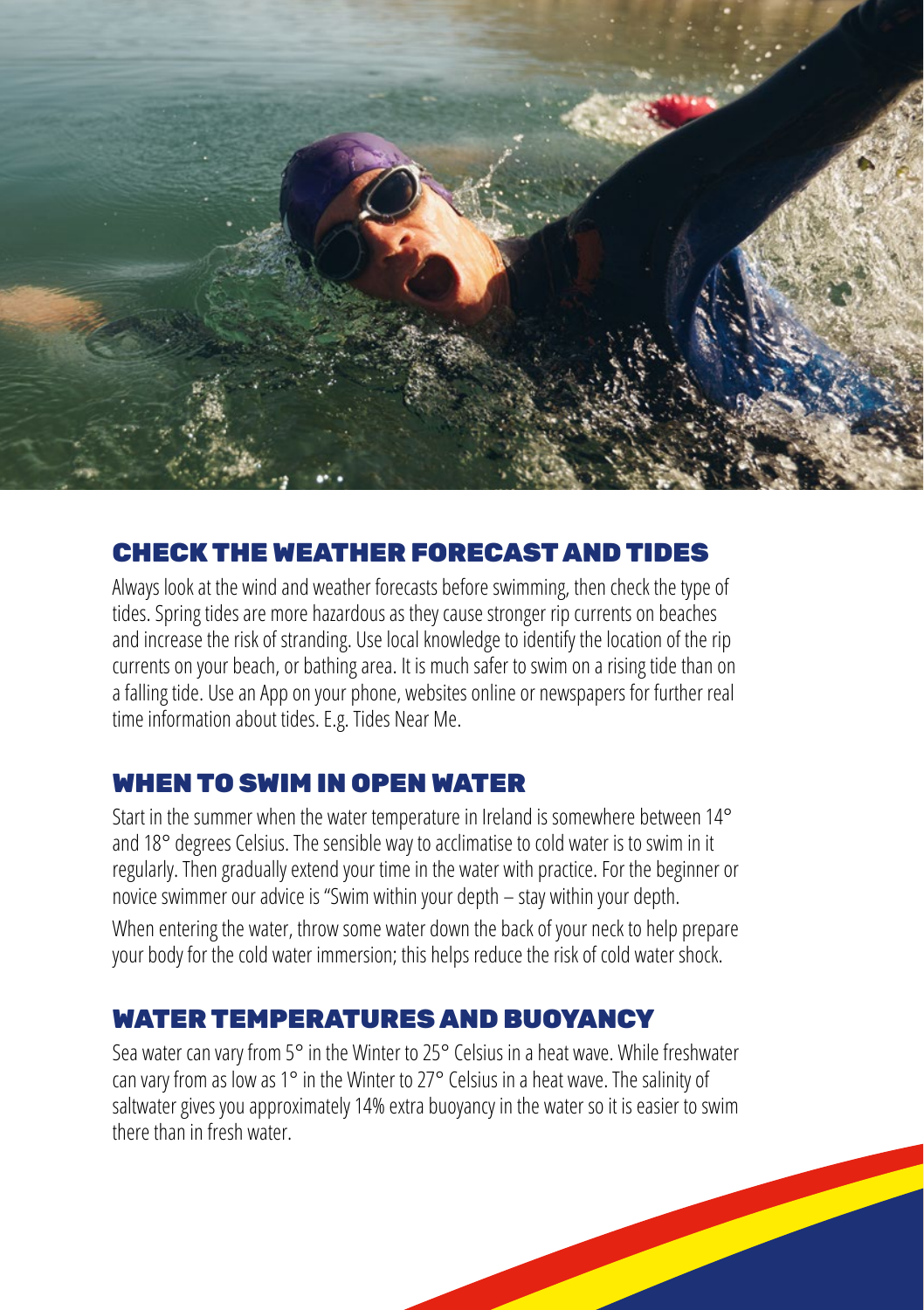## CHECK THE WEATHER FORECAST AND TIDES

Always look at the wind and weather forecasts before swimming, then check the type of tides. Spring tides are more hazardous as they cause stronger rip currents on beaches and increase the risk of stranding. Use local knowledge to identify the location of the rip currents on your beach, or bathing area. It is much safer to swim on a rising tide than on a falling tide. Use an App on your phone, websites online or newspapers for further real time information about tides. E.g. Tides Near Me.

## WHEN TO SWIM IN OPEN WATER

Start in the summer when the water temperature in Ireland is somewhere between 14° and 18° degrees Celsius. The sensible way to acclimatise to cold water is to swim in it regularly. Then gradually extend your time in the water with practice. For the beginner or novice swimmer our advice is "Swim within your depth – stay within your depth.

When entering the water, throw some water down the back of your neck to help prepare your body for the cold water immersion; this helps reduce the risk of cold water shock.

## WATER TEMPERATURES AND BUOYANCY

Sea water can vary from 5° in the Winter to 25° Celsius in a heat wave. While freshwater can vary from as low as 1° in the Winter to 27° Celsius in a heat wave. The salinity of saltwater gives you approximately 14% extra buoyancy in the water so it is easier to swim there than in fresh water.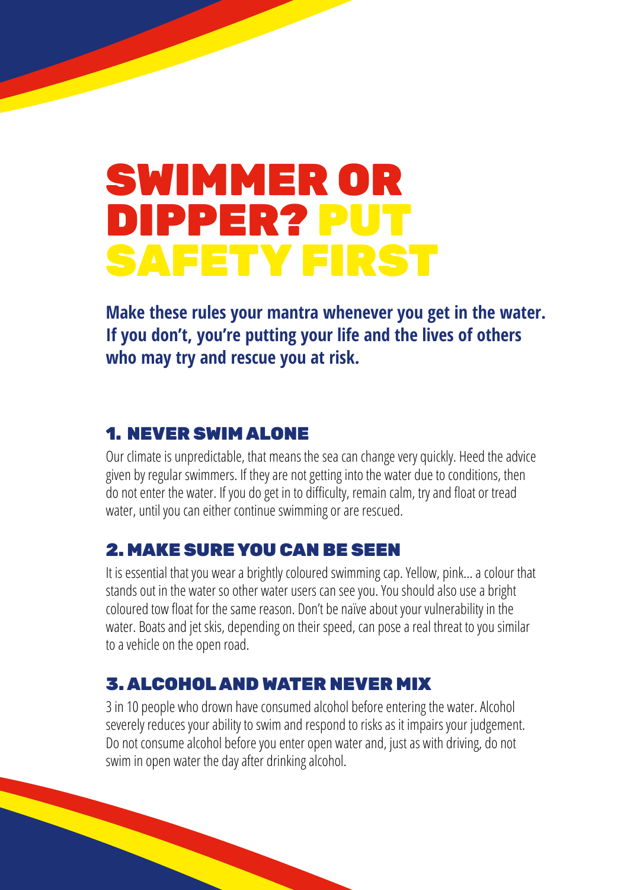# SWIMMER OR DIPPER? PUT SAFETY FIRST

**Make these rules your mantra whenever you get in the water. If you don't, you're putting your life and the lives of others who may try and rescue you at risk.**

## 1. NEVER SWIM ALONE

Our climate is unpredictable, that means the sea can change very quickly. Heed the advice given by regular swimmers. If they are not getting into the water due to conditions, then do not enter the water. If you do get in to difficulty, remain calm, try and float or tread water, until you can either continue swimming or are rescued.

## 2. MAKE SURE YOU CAN BE SEEN

It is essential that you wear a brightly coloured swimming cap. Yellow, pink... a colour that stands out in the water so other water users can see you. You should also use a bright coloured tow float for the same reason. Don't be naïve about your vulnerability in the water. Boats and jet skis, depending on their speed, can pose a real threat to you similar to a vehicle on the open road.

## 3. ALCOHOL AND WATER NEVER MIX

3 in 10 people who drown have consumed alcohol before entering the water. Alcohol severely reduces your ability to swim and respond to risks as it impairs your judgement. Do not consume alcohol before you enter open water and, just as with driving, do not swim in open water the day after drinking alcohol.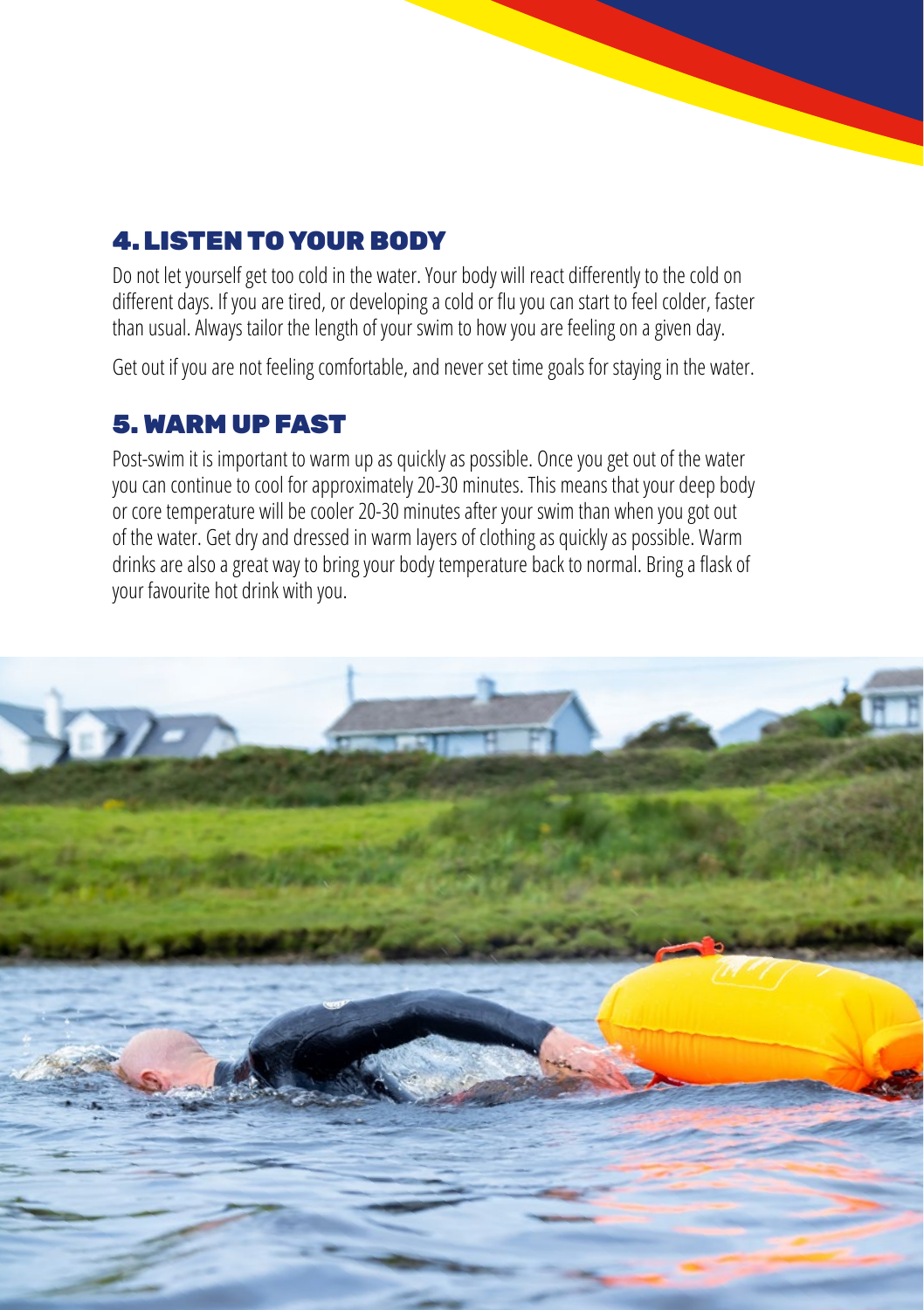## 4. LISTEN TO YOUR BODY

Do not let yourself get too cold in the water. Your body will react differently to the cold on different days. If you are tired, or developing a cold or flu you can start to feel colder, faster than usual. Always tailor the length of your swim to how you are feeling on a given day.

Get out if you are not feeling comfortable, and never set time goals for staying in the water.

## 5. WARM UP FAST

Post-swim it is important to warm up as quickly as possible. Once you get out of the water you can continue to cool for approximately 20-30 minutes. This means that your deep body or core temperature will be cooler 20-30 minutes after your swim than when you got out of the water. Get dry and dressed in warm layers of clothing as quickly as possible. Warm drinks are also a great way to bring your body temperature back to normal. Bring a flask of your favourite hot drink with you.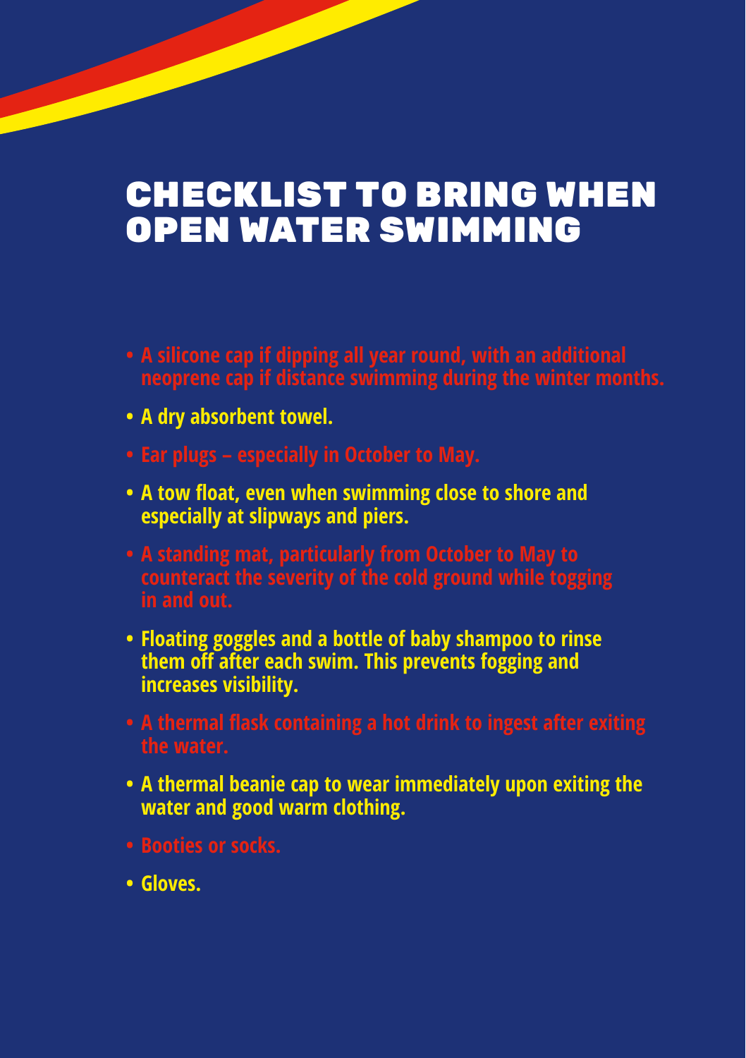# CHECKLIST TO BRING WHEN OPEN WATER SWIMMING

- A silicone cap if dipping all year round, with an additional neoprene cap if distance swimming during the winter months.
- A dry absorbent towel.
- Ear plugs – especially in October to May.
- A tow float, even when swimming close to shore and especially at slipways and piers.
- A standing mat, particularly from October to May to counteract the severity of the cold ground while togging in and out.
- Floating goggles and a bottle of baby shampoo to rinse them off after each swim. This prevents fogging and increases visibility.
- A thermal flask containing a hot drink to ingest after exiting the water.
- A thermal beanie cap to wear immediately upon exiting the water and good warm clothing.
- Booties or socks.
- Gloves.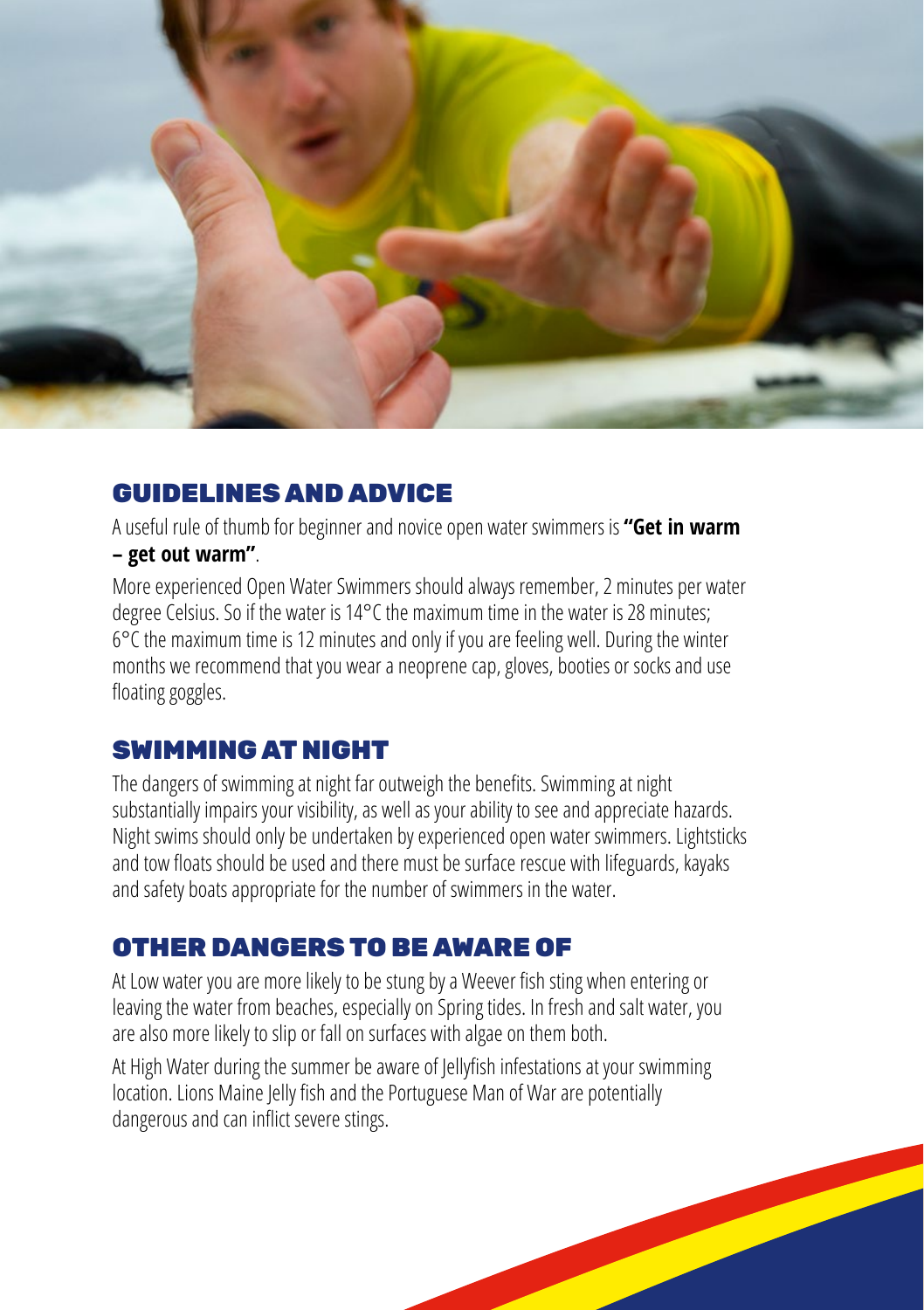## GUIDELINES AND ADVICE

A useful rule of thumb for beginner and novice open water swimmers is **"Get in warm – get out warm"**.

More experienced Open Water Swimmers should always remember, 2 minutes per water degree Celsius. So if the water is 14°C the maximum time in the water is 28 minutes; 6°C the maximum time is 12 minutes and only if you are feeling well. During the winter months we recommend that you wear a neoprene cap, gloves, booties or socks and use floating goggles.

## SWIMMING AT NIGHT

The dangers of swimming at night far outweigh the benefits. Swimming at night substantially impairs your visibility, as well as your ability to see and appreciate hazards. Night swims should only be undertaken by experienced open water swimmers. Lightsticks and tow floats should be used and there must be surface rescue with lifeguards, kayaks and safety boats appropriate for the number of swimmers in the water.

## OTHER DANGERS TO BE AWARE OF

At Low water you are more likely to be stung by a Weever fish sting when entering or leaving the water from beaches, especially on Spring tides. In fresh and salt water, you are also more likely to slip or fall on surfaces with algae on them both.

At High Water during the summer be aware of Jellyfish infestations at your swimming location. Lions Maine Jelly fish and the Portuguese Man of War are potentially dangerous and can inflict severe stings.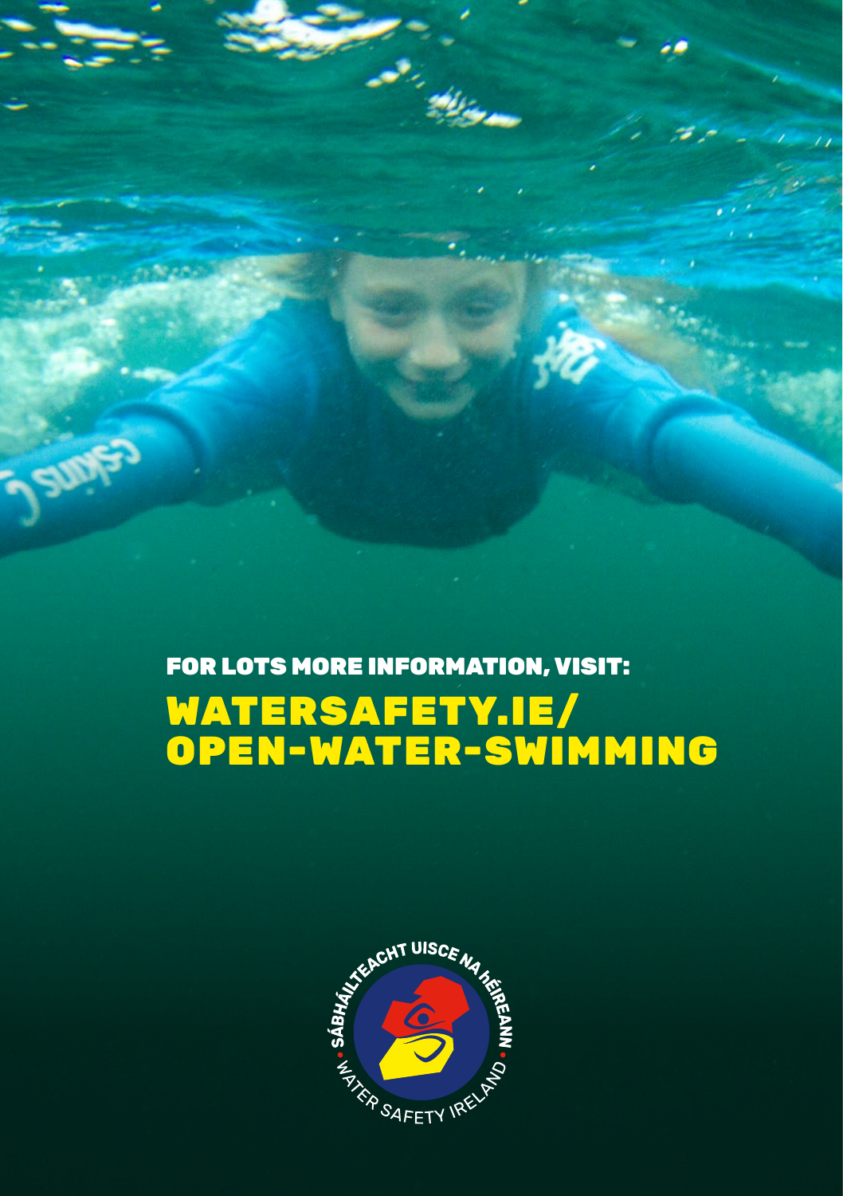**FOR LOTS MORE INFORMATION, VISIT:**

**WATERSAFETY.IE/ OPEN-WATER-SWIMMING**

SÁBHÁILTEACHT UISCE NA hÉIREANN • WATER SAFETY IRELAND •